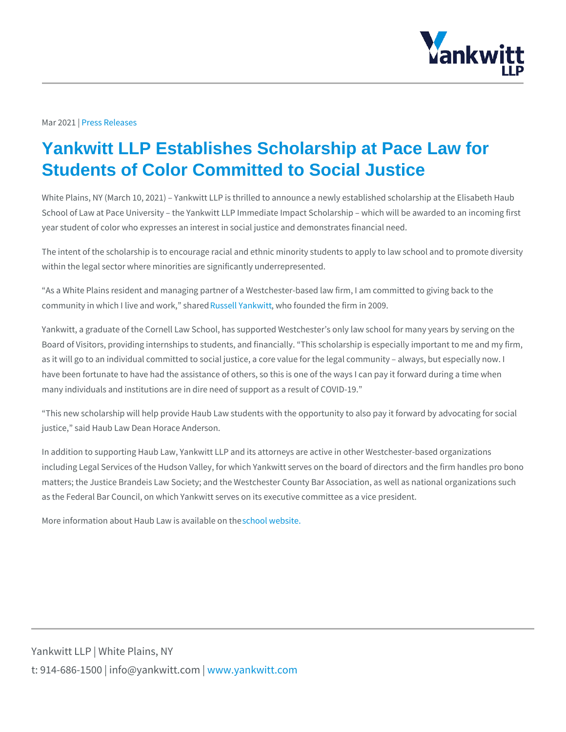Mar 2021 | Press Releases

# Yankwitt LLP Establishes Scholarship at Pace Law for Students of Color Committed to Social Justice

White Plains, NY (March 10, 2021) – Yankwitt LLP is thrilled to announce a newly established scholarship at the Elisabeth Haub School of Law at Pace University – the Yankwitt LLP Immediate Impact Scholarship – which will be awarded to an incoming first year student of color who expresses an interest in social justice and demonstrates financial need.

The intent of the scholarship is to encourage racial and ethnic minority students to apply to law school and to promote diversity within the legal sector where minorities are significantly underrepresented.

"As a White Plains resident and managing partner of a Westchester-based law firm, I am committed to giving back to the community in which I live and work," shared Russell Yankwitt, who founded the firm in 2009.

Yankwitt, a graduate of the Cornell Law School, has supported Westchester's only law school for many years by serving on the Board of Visitors, providing internships to students, and financially. "This scholarship is especially important to me and my firm, as it will go to an individual committed to social justice, a core value for the legal community – always, but especially now. I have been fortunate to have had the assistance of others, so this is one of the ways I can pay it forward during a time when many individuals and institutions are in dire need of support as a result of COVID-19."

"This new scholarship will help provide Haub Law students with the opportunity to also pay it forward by advocating for social justice," said Haub Law Dean Horace Anderson.

In addition to supporting Haub Law, Yankwitt LLP and its attorneys are active in other Westchester-based organizations including Legal Services of the Hudson Valley, for which Yankwitt serves on the board of directors and the firm handles pro bono matters; the Justice Brandeis Law Society; and the Westchester County Bar Association, as well as national organizations such as the Federal Bar Council, on which Yankwitt serves on its executive committee as a vice president.

More information about Haub Law is available on the school website.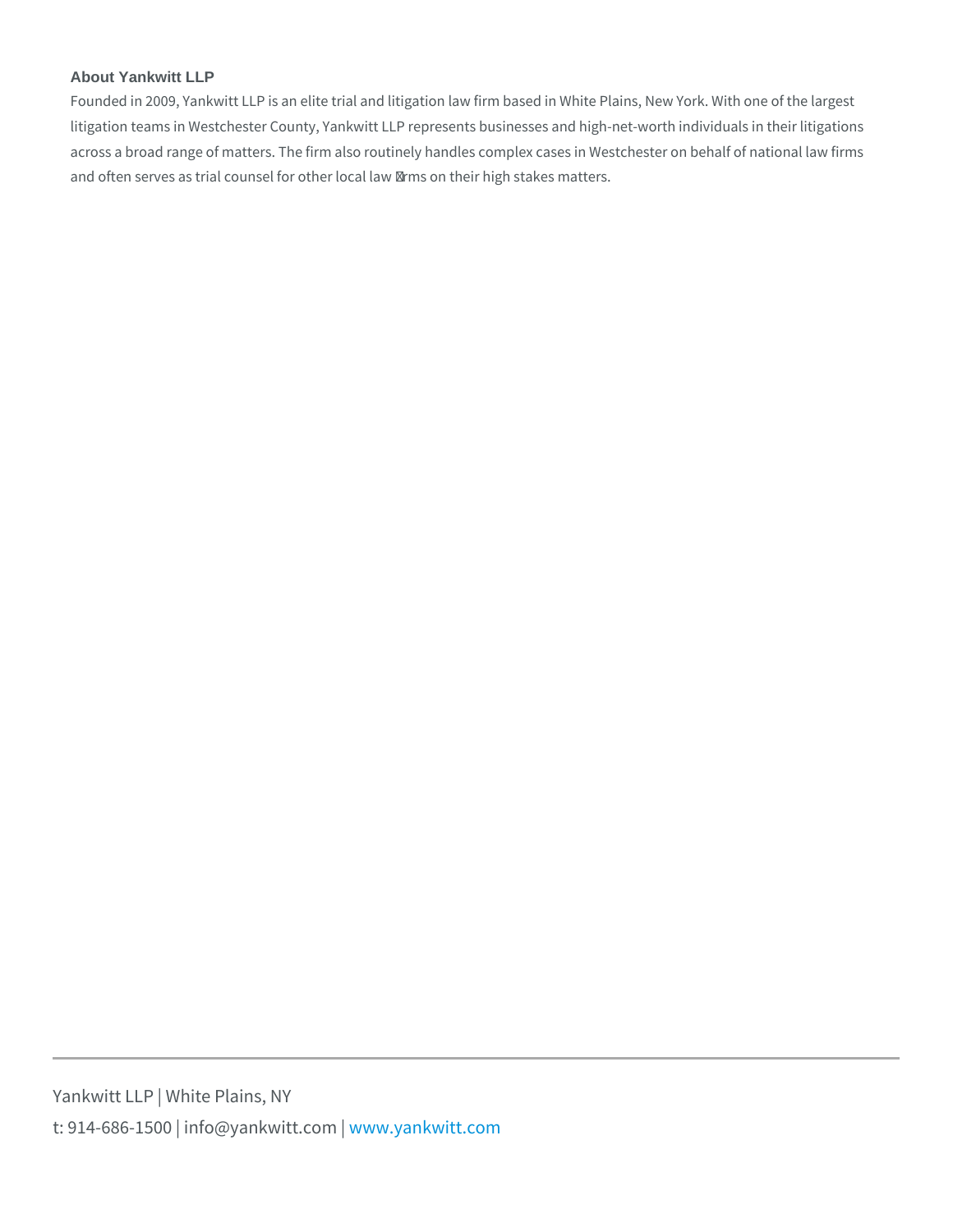**About Yankwitt LLP**

Founded in 2009, Yankwitt LLP is an elite trial and litigation law firm based in White Plains, New York. With one of the largest litigation teams in Westchester County, Yankwitt LLP represents businesses and high-net-worth individuals in their litigations across a broad range of matters. The firm also routinely handles complex cases in Westchester on behalf of national law firms and often serves as trial counsel for other local law firms on their high stakes matters.

---

Yankwitt LLP | White Plains, NY

t: 914-686-1500 | info@yankwitt.com | www.yankwitt.com